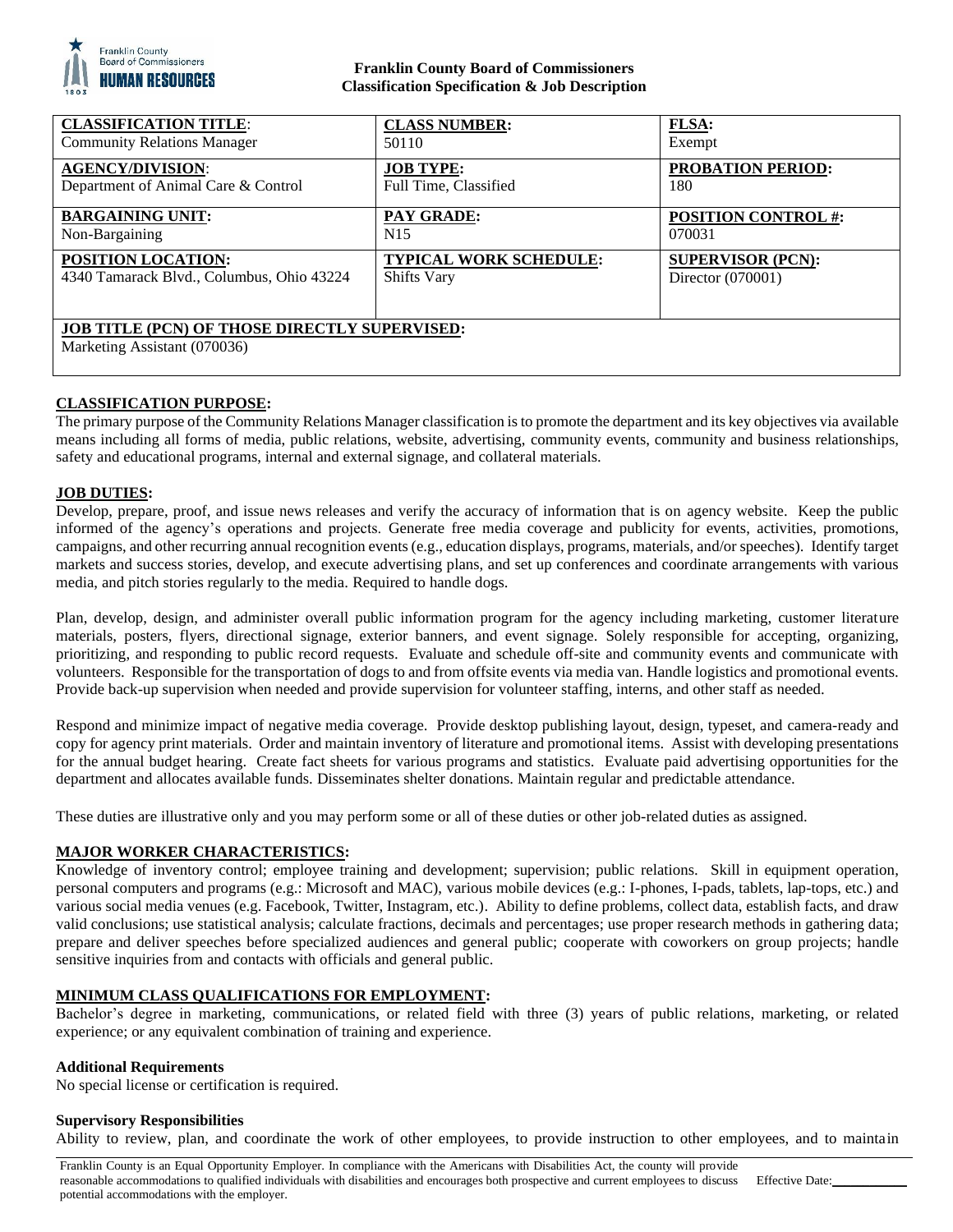**Franklin County Board of Commissioners**
**Classification Specification & Job Description**

| **CLASSIFICATION TITLE**: | **CLASS NUMBER:** | **FLSA:** |
|---|---|---|
| Community Relations Manager | 50110 | Exempt |
| **AGENCY/DIVISION**: | **JOB TYPE:** | **PROBATION PERIOD:** |
| Department of Animal Care & Control | Full Time, Classified | 180 |
| **BARGAINING UNIT:** | **PAY GRADE:** | **POSITION CONTROL #:** |
| Non-Bargaining | N15 | 070031 |
| **POSITION LOCATION:** | **TYPICAL WORK SCHEDULE:** | **SUPERVISOR (PCN):** |
| 4340 Tamarack Blvd., Columbus, Ohio 43224 | Shifts Vary | Director (070001) |
| **JOB TITLE (PCN) OF THOSE DIRECTLY SUPERVISED:** | | |
| Marketing Assistant (070036) | | |

## CLASSIFICATION PURPOSE:

The primary purpose of the Community Relations Manager classification is to promote the department and its key objectives via available means including all forms of media, public relations, website, advertising, community events, community and business relationships, safety and educational programs, internal and external signage, and collateral materials.

## JOB DUTIES:

Develop, prepare, proof, and issue news releases and verify the accuracy of information that is on agency website. Keep the public informed of the agency's operations and projects. Generate free media coverage and publicity for events, activities, promotions, campaigns, and other recurring annual recognition events (e.g., education displays, programs, materials, and/or speeches). Identify target markets and success stories, develop, and execute advertising plans, and set up conferences and coordinate arrangements with various media, and pitch stories regularly to the media. Required to handle dogs.

Plan, develop, design, and administer overall public information program for the agency including marketing, customer literature materials, posters, flyers, directional signage, exterior banners, and event signage. Solely responsible for accepting, organizing, prioritizing, and responding to public record requests. Evaluate and schedule off-site and community events and communicate with volunteers. Responsible for the transportation of dogs to and from offsite events via media van. Handle logistics and promotional events. Provide back-up supervision when needed and provide supervision for volunteer staffing, interns, and other staff as needed.

Respond and minimize impact of negative media coverage. Provide desktop publishing layout, design, typeset, and camera-ready and copy for agency print materials. Order and maintain inventory of literature and promotional items. Assist with developing presentations for the annual budget hearing. Create fact sheets for various programs and statistics. Evaluate paid advertising opportunities for the department and allocates available funds. Disseminates shelter donations. Maintain regular and predictable attendance.

These duties are illustrative only and you may perform some or all of these duties or other job-related duties as assigned.

## MAJOR WORKER CHARACTERISTICS:

Knowledge of inventory control; employee training and development; supervision; public relations. Skill in equipment operation, personal computers and programs (e.g.: Microsoft and MAC), various mobile devices (e.g.: I-phones, I-pads, tablets, lap-tops, etc.) and various social media venues (e.g. Facebook, Twitter, Instagram, etc.). Ability to define problems, collect data, establish facts, and draw valid conclusions; use statistical analysis; calculate fractions, decimals and percentages; use proper research methods in gathering data; prepare and deliver speeches before specialized audiences and general public; cooperate with coworkers on group projects; handle sensitive inquiries from and contacts with officials and general public.

## MINIMUM CLASS QUALIFICATIONS FOR EMPLOYMENT:

Bachelor's degree in marketing, communications, or related field with three (3) years of public relations, marketing, or related experience; or any equivalent combination of training and experience.

### Additional Requirements

No special license or certification is required.

### Supervisory Responsibilities

Ability to review, plan, and coordinate the work of other employees, to provide instruction to other employees, and to maintain

Franklin County is an Equal Opportunity Employer. In compliance with the Americans with Disabilities Act, the county will provide reasonable accommodations to qualified individuals with disabilities and encourages both prospective and current employees to discuss potential accommodations with the employer. Effective Date: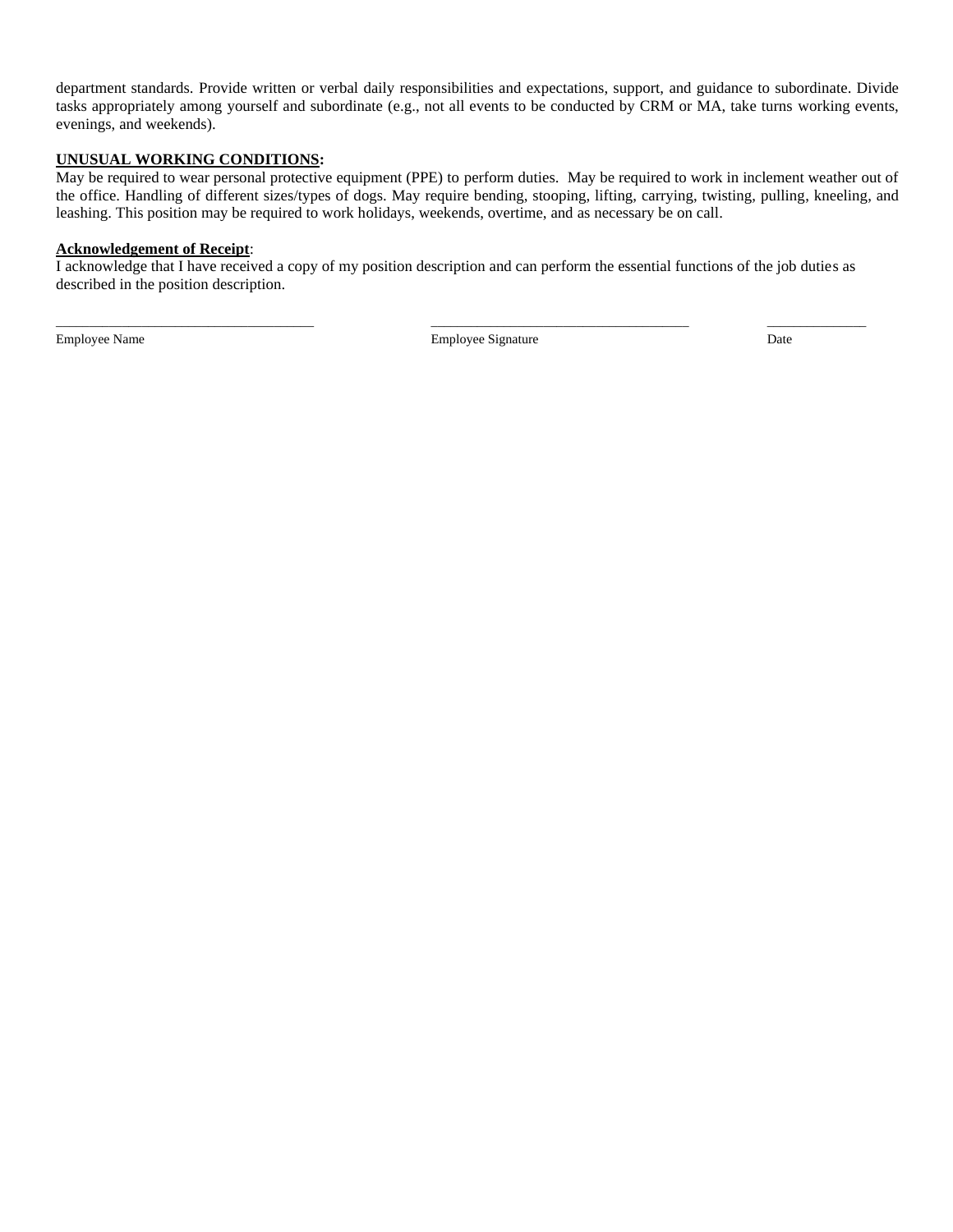department standards. Provide written or verbal daily responsibilities and expectations, support, and guidance to subordinate. Divide tasks appropriately among yourself and subordinate (e.g., not all events to be conducted by CRM or MA, take turns working events, evenings, and weekends).

**UNUSUAL WORKING CONDITIONS:**
May be required to wear personal protective equipment (PPE) to perform duties. May be required to work in inclement weather out of the office. Handling of different sizes/types of dogs. May require bending, stooping, lifting, carrying, twisting, pulling, kneeling, and leashing. This position may be required to work holidays, weekends, overtime, and as necessary be on call.

**Acknowledgement of Receipt**:
I acknowledge that I have received a copy of my position description and can perform the essential functions of the job duties as described in the position description.

| | | |
|---|---|---|
| ____________________________________ | ____________________________________ | ______________ |
| Employee Name | Employee Signature | Date |